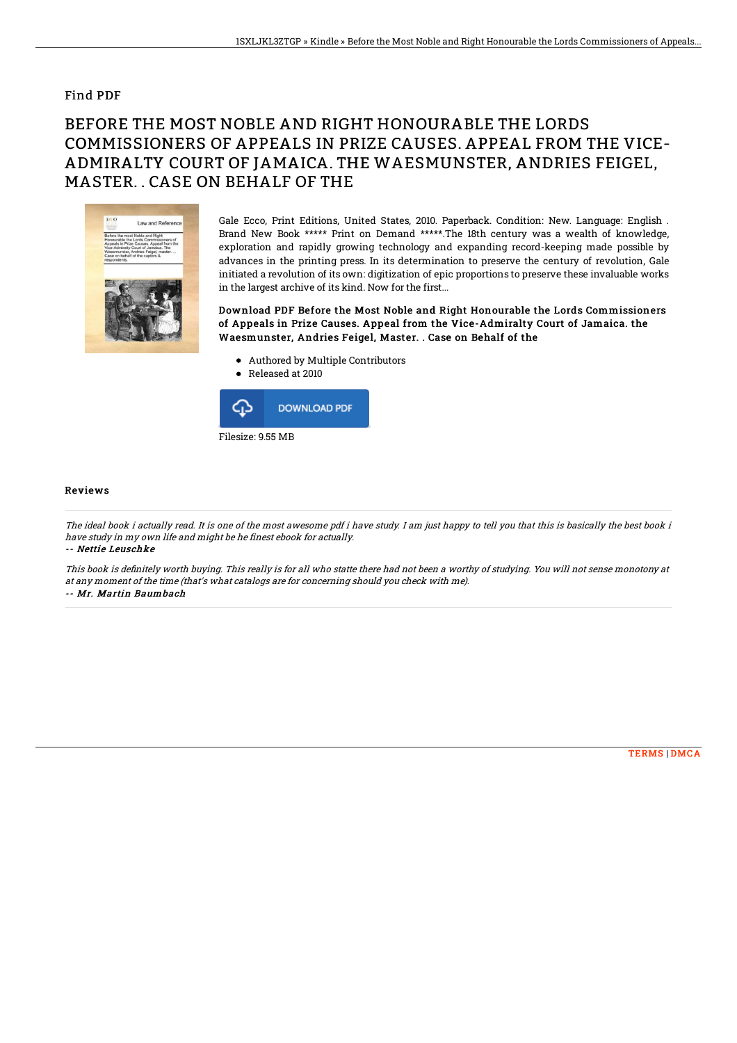Find PDF

# BEFORE THE MOST NOBLE AND RIGHT HONOURABLE THE LORDS COMMISSIONERS OF APPEALS IN PRIZE CAUSES. APPEAL FROM THE VICE-ADMIRALTY COURT OF JAMAICA. THE WAESMUNSTER, ANDRIES FEIGEL, MASTER. . CASE ON BEHALF OF THE

Gale Ecco, Print Editions, United States, 2010. Paperback. Condition: New. Language: English . Brand New Book ***** Print on Demand *****.The 18th century was a wealth of knowledge, exploration and rapidly growing technology and expanding record-keeping made possible by advances in the printing press. In its determination to preserve the century of revolution, Gale initiated a revolution of its own: digitization of epic proportions to preserve these invaluable works in the largest archive of its kind. Now for the first...

**Download PDF Before the Most Noble and Right Honourable the Lords Commissioners of Appeals in Prize Causes. Appeal from the Vice-Admiralty Court of Jamaica. the Waesmunster, Andries Feigel, Master. . Case on Behalf of the**

- Authored by Multiple Contributors
- Released at 2010

DOWNLOAD PDF

Filesize: 9.55 MB

## Reviews

*The ideal book i actually read. It is one of the most awesome pdf i have study. I am just happy to tell you that this is basically the best book i have study in my own life and might be he finest ebook for actually.*

*-- Nettie Leuschke*

*This book is definitely worth buying. This really is for all who statte there had not been a worthy of studying. You will not sense monotony at at any moment of the time (that's what catalogs are for concerning should you check with me).*

*-- Mr. Martin Baumbach*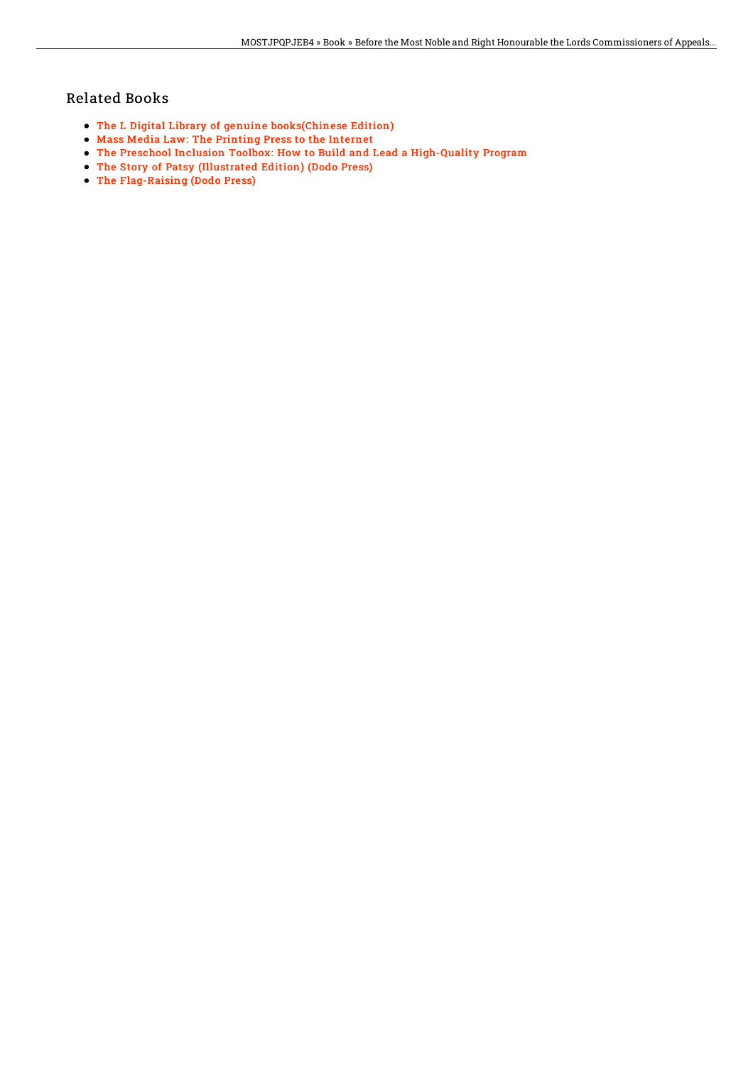## Related Books

- **The L Digital Library of genuine books(Chinese Edition)**
- **Mass Media Law: The Printing Press to the Internet**
- **The Preschool Inclusion Toolbox: How to Build and Lead a High-Quality Program**
- **The Story of Patsy (Illustrated Edition) (Dodo Press)**
- **The Flag-Raising (Dodo Press)**